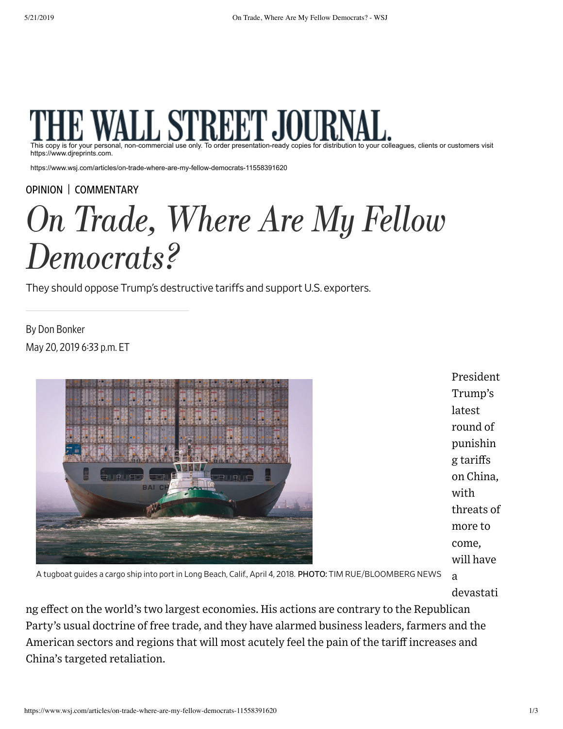OPINION | COMMENTARY

# On Trade, Where Are My Fellow Democrats?

They should oppose Trump's destructive tariffs and support U.S. exporters.

By Don Bonker

May 20, 2019 6:33 p.m. ET

A tugboat guides a cargo ship into port in Long Beach, Calif., April 4, 2018. PHOTO: TIM RUE/BLOOMBERG NEWS

President Trump's latest round of punishing tariffs on China, with threats of more to come, will have a devastating effect on the world's two largest economies. His actions are contrary to the Republican Party's usual doctrine of free trade, and they have alarmed business leaders, farmers and the American sectors and regions that will most acutely feel the pain of the tariff increases and China's targeted retaliation.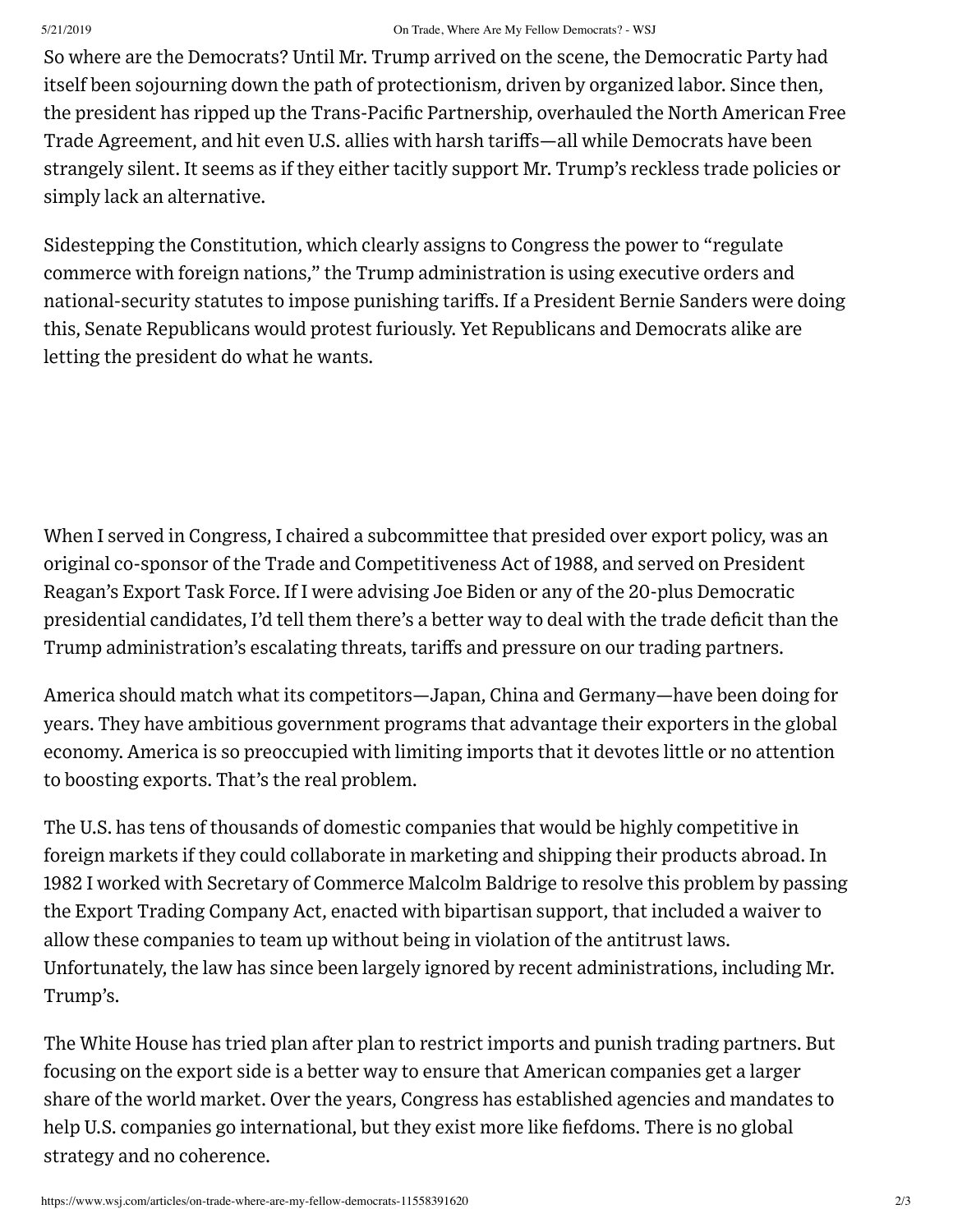So where are the Democrats? Until Mr. Trump arrived on the scene, the Democratic Party had itself been sojourning down the path of protectionism, driven by organized labor. Since then, the president has ripped up the Trans-Pacific Partnership, overhauled the North American Free Trade Agreement, and hit even U.S. allies with harsh tariffs—all while Democrats have been strangely silent. It seems as if they either tacitly support Mr. Trump's reckless trade policies or simply lack an alternative.

Sidestepping the Constitution, which clearly assigns to Congress the power to "regulate commerce with foreign nations," the Trump administration is using executive orders and national-security statutes to impose punishing tariffs. If a President Bernie Sanders were doing this, Senate Republicans would protest furiously. Yet Republicans and Democrats alike are letting the president do what he wants.

When I served in Congress, I chaired a subcommittee that presided over export policy, was an original co-sponsor of the Trade and Competitiveness Act of 1988, and served on President Reagan's Export Task Force. If I were advising Joe Biden or any of the 20-plus Democratic presidential candidates, I'd tell them there's a better way to deal with the trade deficit than the Trump administration's escalating threats, tariffs and pressure on our trading partners.

America should match what its competitors—Japan, China and Germany—have been doing for years. They have ambitious government programs that advantage their exporters in the global economy. America is so preoccupied with limiting imports that it devotes little or no attention to boosting exports. That's the real problem.

The U.S. has tens of thousands of domestic companies that would be highly competitive in foreign markets if they could collaborate in marketing and shipping their products abroad. In 1982 I worked with Secretary of Commerce Malcolm Baldrige to resolve this problem by passing the Export Trading Company Act, enacted with bipartisan support, that included a waiver to allow these companies to team up without being in violation of the antitrust laws. Unfortunately, the law has since been largely ignored by recent administrations, including Mr. Trump's.

The White House has tried plan after plan to restrict imports and punish trading partners. But focusing on the export side is a better way to ensure that American companies get a larger share of the world market. Over the years, Congress has established agencies and mandates to help U.S. companies go international, but they exist more like fiefdoms. There is no global strategy and no coherence.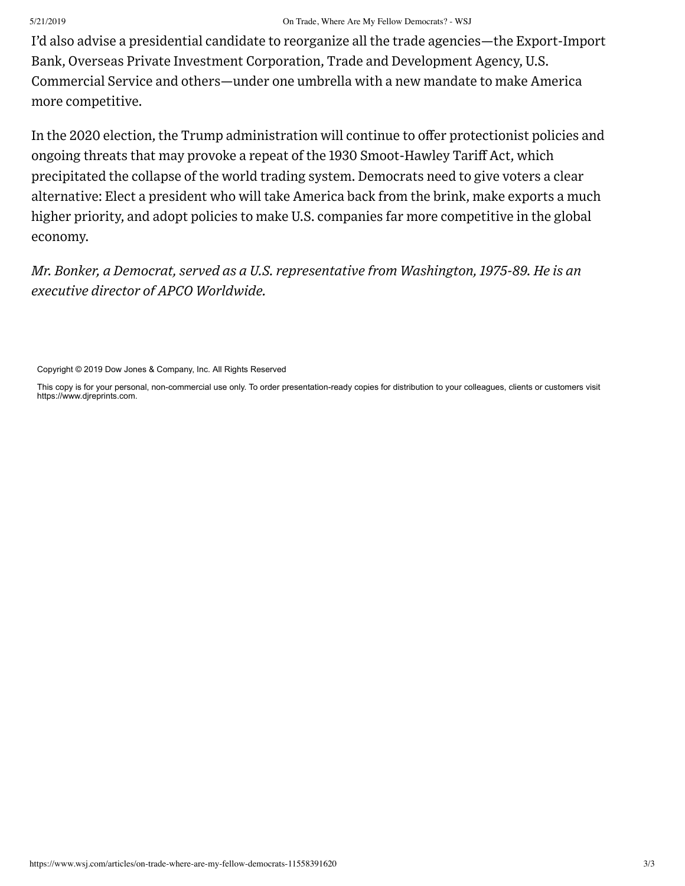I'd also advise a presidential candidate to reorganize all the trade agencies—the Export-Import Bank, Overseas Private Investment Corporation, Trade and Development Agency, U.S. Commercial Service and others—under one umbrella with a new mandate to make America more competitive.

In the 2020 election, the Trump administration will continue to offer protectionist policies and ongoing threats that may provoke a repeat of the 1930 Smoot-Hawley Tariff Act, which precipitated the collapse of the world trading system. Democrats need to give voters a clear alternative: Elect a president who will take America back from the brink, make exports a much higher priority, and adopt policies to make U.S. companies far more competitive in the global economy.

*Mr. Bonker, a Democrat, served as a U.S. representative from Washington, 1975-89. He is an executive director of APCO Worldwide.*

Copyright © 2019 Dow Jones & Company, Inc. All Rights Reserved

This copy is for your personal, non-commercial use only. To order presentation-ready copies for distribution to your colleagues, clients or customers visit https://www.djreprints.com.